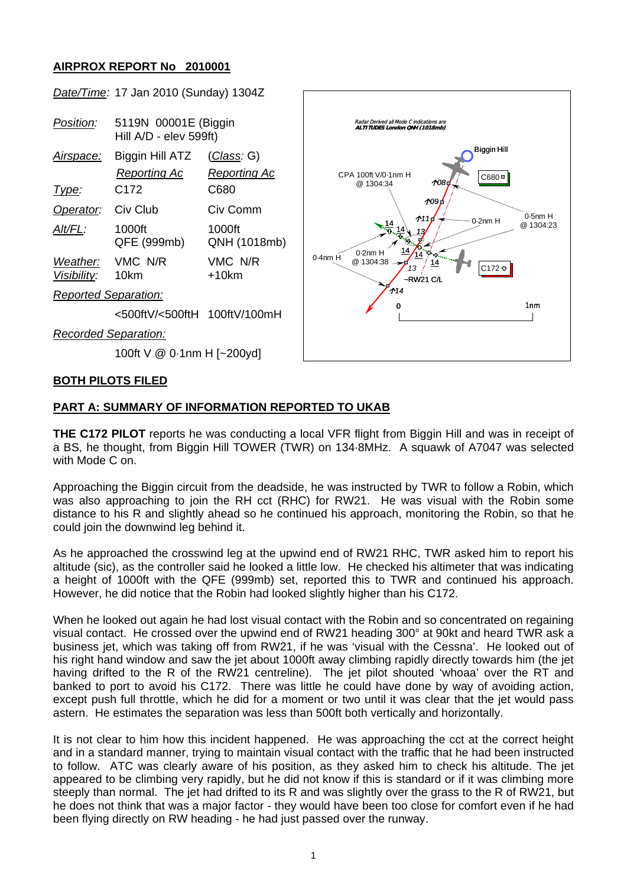## AIRPROX REPORT No 2010001

| | | |
|---|---|---|
| *Date/Time:* | 17 Jan 2010 (Sunday) 1304Z | |
| *Position:* | 5119N 00001E (Biggin Hill A/D - elev 599ft) | |
| *Airspace:* | Biggin Hill ATZ | (*Class*: G) |
| | *Reporting Ac* | *Reporting Ac* |
| *Type:* | C172 | C680 |
| *Operator:* | Civ Club | Civ Comm |
| *Alt/FL:* | 1000ft QFE (999mb) | 1000ft QNH (1018mb) |
| *Weather:* | VMC N/R | VMC N/R |
| *Visibility:* | 10km | +10km |
| *Reported Separation:* | | |
| | <500ftV/<500ftH | 100ftV/100mH |
| *Recorded Separation:* | | |
| | 100ft V @ 0·1nm H [~200yd] | |

Radar Derived all Mode C indications are ALTITUDES London QNH (1018mb)

Biggin Hill

C680

C172

CPA 100ft V/0·1nm H @ 1304:34

0·5nm H @ 1304:23

0·2nm H

0·4nm H

0·2nm H @ 1304:38

RW21 C/L

0 1nm

## BOTH PILOTS FILED

## PART A: SUMMARY OF INFORMATION REPORTED TO UKAB

**THE C172 PILOT** reports he was conducting a local VFR flight from Biggin Hill and was in receipt of a BS, he thought, from Biggin Hill TOWER (TWR) on 134·8MHz. A squawk of A7047 was selected with Mode C on.

Approaching the Biggin circuit from the deadside, he was instructed by TWR to follow a Robin, which was also approaching to join the RH cct (RHC) for RW21. He was visual with the Robin some distance to his R and slightly ahead so he continued his approach, monitoring the Robin, so that he could join the downwind leg behind it.

As he approached the crosswind leg at the upwind end of RW21 RHC, TWR asked him to report his altitude (sic), as the controller said he looked a little low. He checked his altimeter that was indicating a height of 1000ft with the QFE (999mb) set, reported this to TWR and continued his approach. However, he did notice that the Robin had looked slightly higher than his C172.

When he looked out again he had lost visual contact with the Robin and so concentrated on regaining visual contact. He crossed over the upwind end of RW21 heading 300° at 90kt and heard TWR ask a business jet, which was taking off from RW21, if he was 'visual with the Cessna'. He looked out of his right hand window and saw the jet about 1000ft away climbing rapidly directly towards him (the jet having drifted to the R of the RW21 centreline). The jet pilot shouted 'whoaa' over the RT and banked to port to avoid his C172. There was little he could have done by way of avoiding action, except push full throttle, which he did for a moment or two until it was clear that the jet would pass astern. He estimates the separation was less than 500ft both vertically and horizontally.

It is not clear to him how this incident happened. He was approaching the cct at the correct height and in a standard manner, trying to maintain visual contact with the traffic that he had been instructed to follow. ATC was clearly aware of his position, as they asked him to check his altitude. The jet appeared to be climbing very rapidly, but he did not know if this is standard or if it was climbing more steeply than normal. The jet had drifted to its R and was slightly over the grass to the R of RW21, but he does not think that was a major factor - they would have been too close for comfort even if he had been flying directly on RW heading - he had just passed over the runway.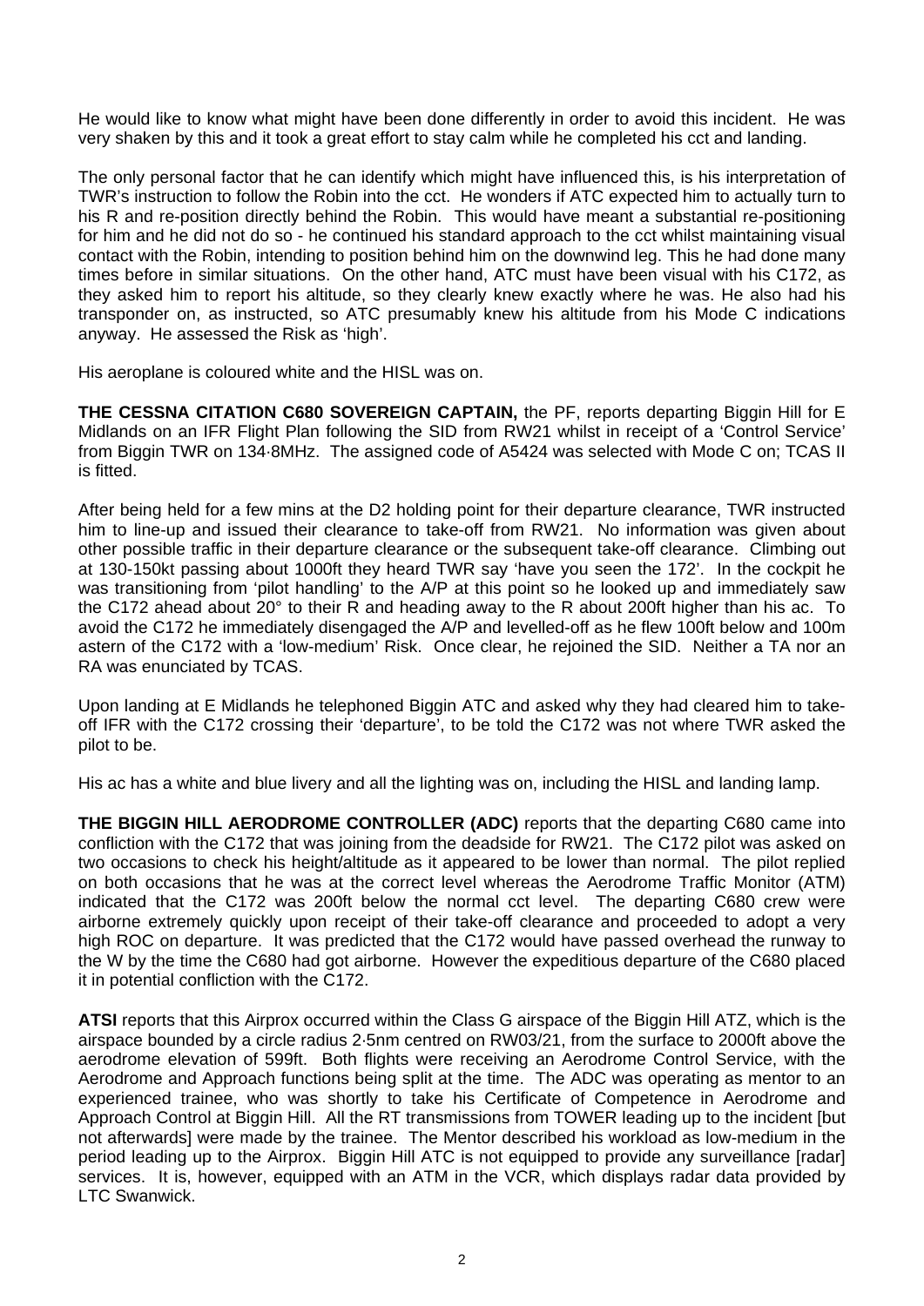He would like to know what might have been done differently in order to avoid this incident. He was very shaken by this and it took a great effort to stay calm while he completed his cct and landing.

The only personal factor that he can identify which might have influenced this, is his interpretation of TWR's instruction to follow the Robin into the cct. He wonders if ATC expected him to actually turn to his R and re-position directly behind the Robin. This would have meant a substantial re-positioning for him and he did not do so - he continued his standard approach to the cct whilst maintaining visual contact with the Robin, intending to position behind him on the downwind leg. This he had done many times before in similar situations. On the other hand, ATC must have been visual with his C172, as they asked him to report his altitude, so they clearly knew exactly where he was. He also had his transponder on, as instructed, so ATC presumably knew his altitude from his Mode C indications anyway. He assessed the Risk as 'high'.

His aeroplane is coloured white and the HISL was on.

**THE CESSNA CITATION C680 SOVEREIGN CAPTAIN,** the PF, reports departing Biggin Hill for E Midlands on an IFR Flight Plan following the SID from RW21 whilst in receipt of a 'Control Service' from Biggin TWR on 134·8MHz. The assigned code of A5424 was selected with Mode C on; TCAS II is fitted.

After being held for a few mins at the D2 holding point for their departure clearance, TWR instructed him to line-up and issued their clearance to take-off from RW21. No information was given about other possible traffic in their departure clearance or the subsequent take-off clearance. Climbing out at 130-150kt passing about 1000ft they heard TWR say 'have you seen the 172'. In the cockpit he was transitioning from 'pilot handling' to the A/P at this point so he looked up and immediately saw the C172 ahead about 20° to their R and heading away to the R about 200ft higher than his ac. To avoid the C172 he immediately disengaged the A/P and levelled-off as he flew 100ft below and 100m astern of the C172 with a 'low-medium' Risk. Once clear, he rejoined the SID. Neither a TA nor an RA was enunciated by TCAS.

Upon landing at E Midlands he telephoned Biggin ATC and asked why they had cleared him to take-off IFR with the C172 crossing their 'departure', to be told the C172 was not where TWR asked the pilot to be.

His ac has a white and blue livery and all the lighting was on, including the HISL and landing lamp.

**THE BIGGIN HILL AERODROME CONTROLLER (ADC)** reports that the departing C680 came into confliction with the C172 that was joining from the deadside for RW21. The C172 pilot was asked on two occasions to check his height/altitude as it appeared to be lower than normal. The pilot replied on both occasions that he was at the correct level whereas the Aerodrome Traffic Monitor (ATM) indicated that the C172 was 200ft below the normal cct level. The departing C680 crew were airborne extremely quickly upon receipt of their take-off clearance and proceeded to adopt a very high ROC on departure. It was predicted that the C172 would have passed overhead the runway to the W by the time the C680 had got airborne. However the expeditious departure of the C680 placed it in potential confliction with the C172.

**ATSI** reports that this Airprox occurred within the Class G airspace of the Biggin Hill ATZ, which is the airspace bounded by a circle radius 2·5nm centred on RW03/21, from the surface to 2000ft above the aerodrome elevation of 599ft. Both flights were receiving an Aerodrome Control Service, with the Aerodrome and Approach functions being split at the time. The ADC was operating as mentor to an experienced trainee, who was shortly to take his Certificate of Competence in Aerodrome and Approach Control at Biggin Hill. All the RT transmissions from TOWER leading up to the incident [but not afterwards] were made by the trainee. The Mentor described his workload as low-medium in the period leading up to the Airprox. Biggin Hill ATC is not equipped to provide any surveillance [radar] services. It is, however, equipped with an ATM in the VCR, which displays radar data provided by LTC Swanwick.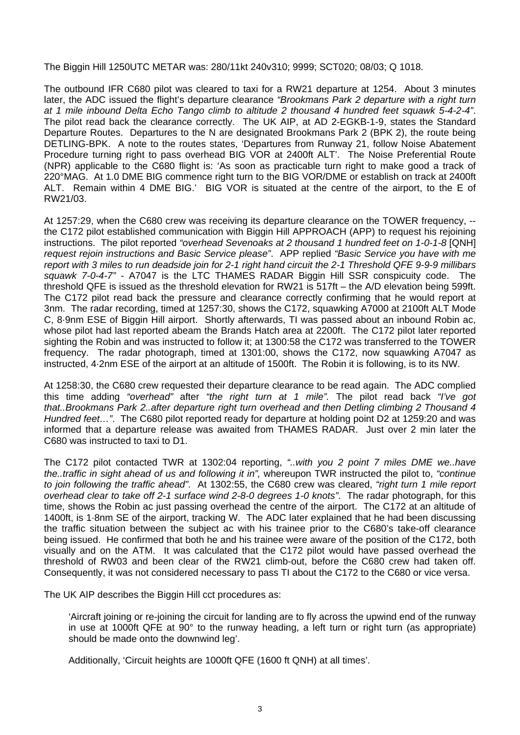The Biggin Hill 1250UTC METAR was: 280/11kt 240v310; 9999; SCT020; 08/03; Q 1018.

The outbound IFR C680 pilot was cleared to taxi for a RW21 departure at 1254. About 3 minutes later, the ADC issued the flight's departure clearance *"Brookmans Park 2 departure with a right turn at 1 mile inbound Delta Echo Tango climb to altitude 2 thousand 4 hundred feet squawk 5-4-2-4"*. The pilot read back the clearance correctly. The UK AIP, at AD 2-EGKB-1-9, states the Standard Departure Routes. Departures to the N are designated Brookmans Park 2 (BPK 2), the route being DETLING-BPK. A note to the routes states, 'Departures from Runway 21, follow Noise Abatement Procedure turning right to pass overhead BIG VOR at 2400ft ALT'. The Noise Preferential Route (NPR) applicable to the C680 flight is: 'As soon as practicable turn right to make good a track of 220°MAG. At 1.0 DME BIG commence right turn to the BIG VOR/DME or establish on track at 2400ft ALT. Remain within 4 DME BIG.' BIG VOR is situated at the centre of the airport, to the E of RW21/03.

At 1257:29, when the C680 crew was receiving its departure clearance on the TOWER frequency, -- the C172 pilot established communication with Biggin Hill APPROACH (APP) to request his rejoining instructions. The pilot reported *"overhead Sevenoaks at 2 thousand 1 hundred feet on 1-0-1-8* [QNH] *request rejoin instructions and Basic Service please"*. APP replied *"Basic Service you have with me report with 3 miles to run deadside join for 2-1 right hand circuit the 2-1 Threshold QFE 9-9-9 millibars squawk 7-0-4-7"* - A7047 is the LTC THAMES RADAR Biggin Hill SSR conspicuity code. The threshold QFE is issued as the threshold elevation for RW21 is 517ft – the A/D elevation being 599ft. The C172 pilot read back the pressure and clearance correctly confirming that he would report at 3nm. The radar recording, timed at 1257:30, shows the C172, squawking A7000 at 2100ft ALT Mode C, 8·9nm ESE of Biggin Hill airport. Shortly afterwards, TI was passed about an inbound Robin ac, whose pilot had last reported abeam the Brands Hatch area at 2200ft. The C172 pilot later reported sighting the Robin and was instructed to follow it; at 1300:58 the C172 was transferred to the TOWER frequency. The radar photograph, timed at 1301:00, shows the C172, now squawking A7047 as instructed, 4·2nm ESE of the airport at an altitude of 1500ft. The Robin it is following, is to its NW.

At 1258:30, the C680 crew requested their departure clearance to be read again. The ADC complied this time adding *"overhead"* after *"the right turn at 1 mile"*. The pilot read back *"I've got that..Brookmans Park 2..after departure right turn overhead and then Detling climbing 2 Thousand 4 Hundred feet…"*. The C680 pilot reported ready for departure at holding point D2 at 1259:20 and was informed that a departure release was awaited from THAMES RADAR. Just over 2 min later the C680 was instructed to taxi to D1.

The C172 pilot contacted TWR at 1302:04 reporting, *"..with you 2 point 7 miles DME we..have the..traffic in sight ahead of us and following it in"*, whereupon TWR instructed the pilot to, *"continue to join following the traffic ahead"*. At 1302:55, the C680 crew was cleared, *"right turn 1 mile report overhead clear to take off 2-1 surface wind 2-8-0 degrees 1-0 knots"*. The radar photograph, for this time, shows the Robin ac just passing overhead the centre of the airport. The C172 at an altitude of 1400ft, is 1·8nm SE of the airport, tracking W. The ADC later explained that he had been discussing the traffic situation between the subject ac with his trainee prior to the C680's take-off clearance being issued. He confirmed that both he and his trainee were aware of the position of the C172, both visually and on the ATM. It was calculated that the C172 pilot would have passed overhead the threshold of RW03 and been clear of the RW21 climb-out, before the C680 crew had taken off. Consequently, it was not considered necessary to pass TI about the C172 to the C680 or vice versa.

The UK AIP describes the Biggin Hill cct procedures as:

> 'Aircraft joining or re-joining the circuit for landing are to fly across the upwind end of the runway in use at 1000ft QFE at 90° to the runway heading, a left turn or right turn (as appropriate) should be made onto the downwind leg'.
>
> Additionally, 'Circuit heights are 1000ft QFE (1600 ft QNH) at all times'.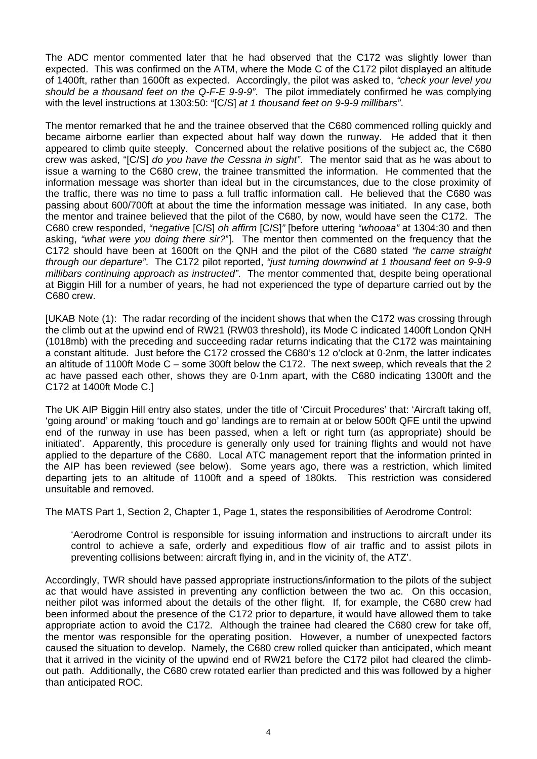The ADC mentor commented later that he had observed that the C172 was slightly lower than expected. This was confirmed on the ATM, where the Mode C of the C172 pilot displayed an altitude of 1400ft, rather than 1600ft as expected. Accordingly, the pilot was asked to, *"check your level you should be a thousand feet on the Q-F-E 9-9-9"*. The pilot immediately confirmed he was complying with the level instructions at 1303:50: "[C/S] *at 1 thousand feet on 9-9-9 millibars"*.

The mentor remarked that he and the trainee observed that the C680 commenced rolling quickly and became airborne earlier than expected about half way down the runway. He added that it then appeared to climb quite steeply. Concerned about the relative positions of the subject ac, the C680 crew was asked, "[C/S] *do you have the Cessna in sight"*. The mentor said that as he was about to issue a warning to the C680 crew, the trainee transmitted the information. He commented that the information message was shorter than ideal but in the circumstances, due to the close proximity of the traffic, there was no time to pass a full traffic information call. He believed that the C680 was passing about 600/700ft at about the time the information message was initiated. In any case, both the mentor and trainee believed that the pilot of the C680, by now, would have seen the C172. The C680 crew responded, *"negative* [C/S] *oh affirm* [C/S]*"* [before uttering *"whooaa"* at 1304:30 and then asking, *"what were you doing there sir?"*]. The mentor then commented on the frequency that the C172 should have been at 1600ft on the QNH and the pilot of the C680 stated *"he came straight through our departure"*. The C172 pilot reported, *"just turning downwind at 1 thousand feet on 9-9-9 millibars continuing approach as instructed"*. The mentor commented that, despite being operational at Biggin Hill for a number of years, he had not experienced the type of departure carried out by the C680 crew.

[UKAB Note (1): The radar recording of the incident shows that when the C172 was crossing through the climb out at the upwind end of RW21 (RW03 threshold), its Mode C indicated 1400ft London QNH (1018mb) with the preceding and succeeding radar returns indicating that the C172 was maintaining a constant altitude. Just before the C172 crossed the C680's 12 o'clock at 0·2nm, the latter indicates an altitude of 1100ft Mode C – some 300ft below the C172. The next sweep, which reveals that the 2 ac have passed each other, shows they are 0·1nm apart, with the C680 indicating 1300ft and the C172 at 1400ft Mode C.]

The UK AIP Biggin Hill entry also states, under the title of 'Circuit Procedures' that: 'Aircraft taking off, 'going around' or making 'touch and go' landings are to remain at or below 500ft QFE until the upwind end of the runway in use has been passed, when a left or right turn (as appropriate) should be initiated'. Apparently, this procedure is generally only used for training flights and would not have applied to the departure of the C680. Local ATC management report that the information printed in the AIP has been reviewed (see below). Some years ago, there was a restriction, which limited departing jets to an altitude of 1100ft and a speed of 180kts. This restriction was considered unsuitable and removed.

The MATS Part 1, Section 2, Chapter 1, Page 1, states the responsibilities of Aerodrome Control:

> 'Aerodrome Control is responsible for issuing information and instructions to aircraft under its control to achieve a safe, orderly and expeditious flow of air traffic and to assist pilots in preventing collisions between: aircraft flying in, and in the vicinity of, the ATZ'.

Accordingly, TWR should have passed appropriate instructions/information to the pilots of the subject ac that would have assisted in preventing any confliction between the two ac. On this occasion, neither pilot was informed about the details of the other flight. If, for example, the C680 crew had been informed about the presence of the C172 prior to departure, it would have allowed them to take appropriate action to avoid the C172. Although the trainee had cleared the C680 crew for take off, the mentor was responsible for the operating position. However, a number of unexpected factors caused the situation to develop. Namely, the C680 crew rolled quicker than anticipated, which meant that it arrived in the vicinity of the upwind end of RW21 before the C172 pilot had cleared the climb-out path. Additionally, the C680 crew rotated earlier than predicted and this was followed by a higher than anticipated ROC.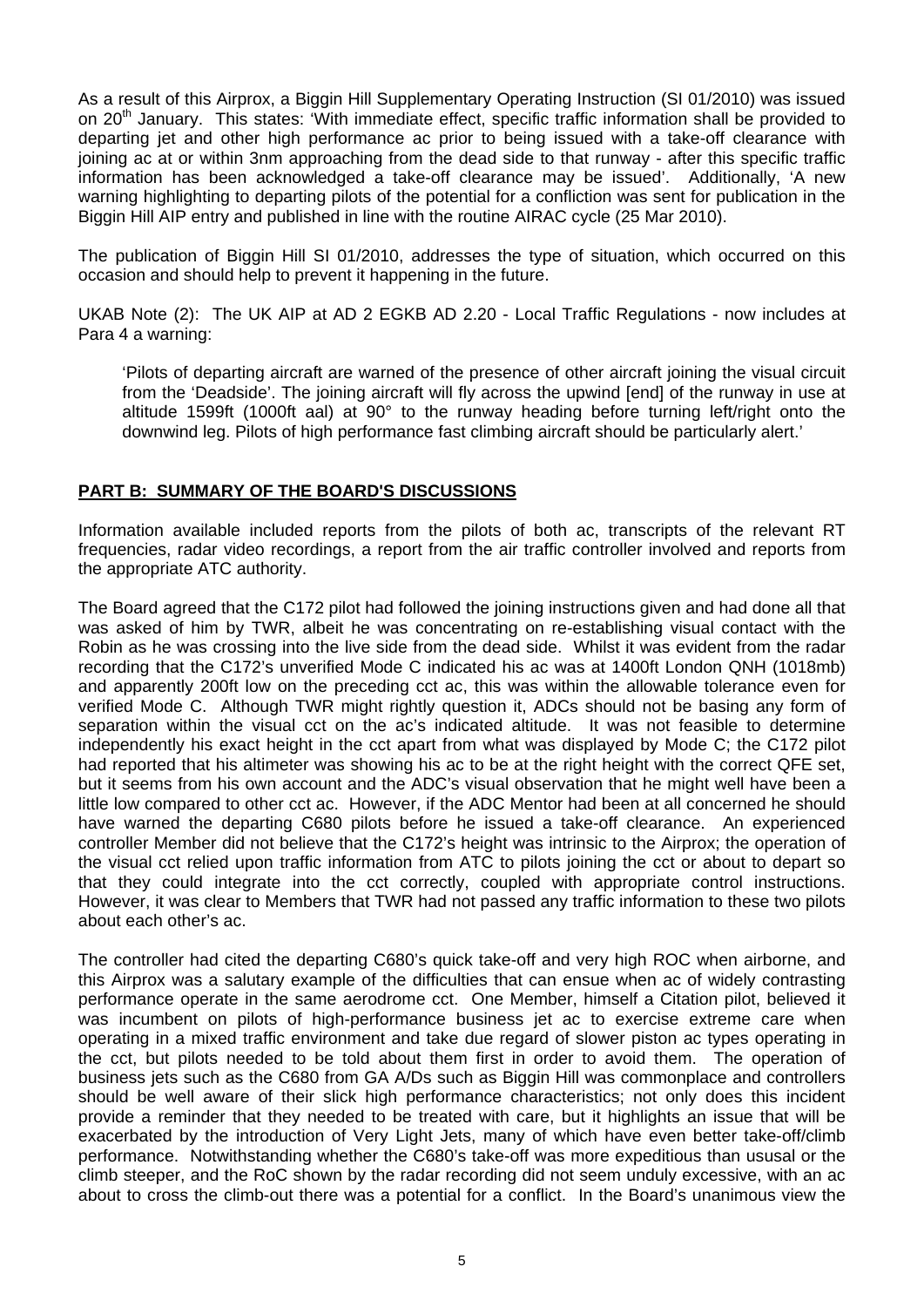As a result of this Airprox, a Biggin Hill Supplementary Operating Instruction (SI 01/2010) was issued on 20th January. This states: 'With immediate effect, specific traffic information shall be provided to departing jet and other high performance ac prior to being issued with a take-off clearance with joining ac at or within 3nm approaching from the dead side to that runway - after this specific traffic information has been acknowledged a take-off clearance may be issued'. Additionally, 'A new warning highlighting to departing pilots of the potential for a confliction was sent for publication in the Biggin Hill AIP entry and published in line with the routine AIRAC cycle (25 Mar 2010).

The publication of Biggin Hill SI 01/2010, addresses the type of situation, which occurred on this occasion and should help to prevent it happening in the future.

UKAB Note (2): The UK AIP at AD 2 EGKB AD 2.20 - Local Traffic Regulations - now includes at Para 4 a warning:

> 'Pilots of departing aircraft are warned of the presence of other aircraft joining the visual circuit from the 'Deadside'. The joining aircraft will fly across the upwind [end] of the runway in use at altitude 1599ft (1000ft aal) at 90° to the runway heading before turning left/right onto the downwind leg. Pilots of high performance fast climbing aircraft should be particularly alert.'

## PART B: SUMMARY OF THE BOARD'S DISCUSSIONS

Information available included reports from the pilots of both ac, transcripts of the relevant RT frequencies, radar video recordings, a report from the air traffic controller involved and reports from the appropriate ATC authority.

The Board agreed that the C172 pilot had followed the joining instructions given and had done all that was asked of him by TWR, albeit he was concentrating on re-establishing visual contact with the Robin as he was crossing into the live side from the dead side. Whilst it was evident from the radar recording that the C172's unverified Mode C indicated his ac was at 1400ft London QNH (1018mb) and apparently 200ft low on the preceding cct ac, this was within the allowable tolerance even for verified Mode C. Although TWR might rightly question it, ADCs should not be basing any form of separation within the visual cct on the ac's indicated altitude. It was not feasible to determine independently his exact height in the cct apart from what was displayed by Mode C; the C172 pilot had reported that his altimeter was showing his ac to be at the right height with the correct QFE set, but it seems from his own account and the ADC's visual observation that he might well have been a little low compared to other cct ac. However, if the ADC Mentor had been at all concerned he should have warned the departing C680 pilots before he issued a take-off clearance. An experienced controller Member did not believe that the C172's height was intrinsic to the Airprox; the operation of the visual cct relied upon traffic information from ATC to pilots joining the cct or about to depart so that they could integrate into the cct correctly, coupled with appropriate control instructions. However, it was clear to Members that TWR had not passed any traffic information to these two pilots about each other's ac.

The controller had cited the departing C680's quick take-off and very high ROC when airborne, and this Airprox was a salutary example of the difficulties that can ensue when ac of widely contrasting performance operate in the same aerodrome cct. One Member, himself a Citation pilot, believed it was incumbent on pilots of high-performance business jet ac to exercise extreme care when operating in a mixed traffic environment and take due regard of slower piston ac types operating in the cct, but pilots needed to be told about them first in order to avoid them. The operation of business jets such as the C680 from GA A/Ds such as Biggin Hill was commonplace and controllers should be well aware of their slick high performance characteristics; not only does this incident provide a reminder that they needed to be treated with care, but it highlights an issue that will be exacerbated by the introduction of Very Light Jets, many of which have even better take-off/climb performance. Notwithstanding whether the C680's take-off was more expeditious than ususal or the climb steeper, and the RoC shown by the radar recording did not seem unduly excessive, with an ac about to cross the climb-out there was a potential for a conflict. In the Board's unanimous view the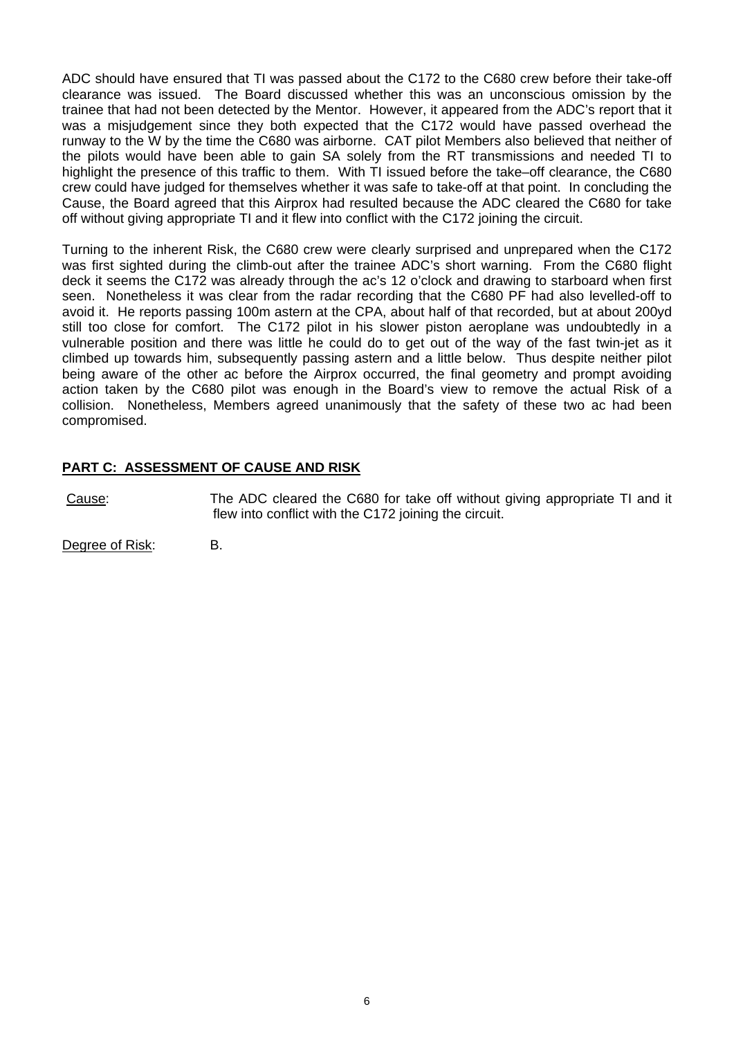ADC should have ensured that TI was passed about the C172 to the C680 crew before their take-off clearance was issued. The Board discussed whether this was an unconscious omission by the trainee that had not been detected by the Mentor. However, it appeared from the ADC's report that it was a misjudgement since they both expected that the C172 would have passed overhead the runway to the W by the time the C680 was airborne. CAT pilot Members also believed that neither of the pilots would have been able to gain SA solely from the RT transmissions and needed TI to highlight the presence of this traffic to them. With TI issued before the take–off clearance, the C680 crew could have judged for themselves whether it was safe to take-off at that point. In concluding the Cause, the Board agreed that this Airprox had resulted because the ADC cleared the C680 for take off without giving appropriate TI and it flew into conflict with the C172 joining the circuit.

Turning to the inherent Risk, the C680 crew were clearly surprised and unprepared when the C172 was first sighted during the climb-out after the trainee ADC's short warning. From the C680 flight deck it seems the C172 was already through the ac's 12 o'clock and drawing to starboard when first seen. Nonetheless it was clear from the radar recording that the C680 PF had also levelled-off to avoid it. He reports passing 100m astern at the CPA, about half of that recorded, but at about 200yd still too close for comfort. The C172 pilot in his slower piston aeroplane was undoubtedly in a vulnerable position and there was little he could do to get out of the way of the fast twin-jet as it climbed up towards him, subsequently passing astern and a little below. Thus despite neither pilot being aware of the other ac before the Airprox occurred, the final geometry and prompt avoiding action taken by the C680 pilot was enough in the Board's view to remove the actual Risk of a collision. Nonetheless, Members agreed unanimously that the safety of these two ac had been compromised.

## PART C: ASSESSMENT OF CAUSE AND RISK

Cause: The ADC cleared the C680 for take off without giving appropriate TI and it flew into conflict with the C172 joining the circuit.

Degree of Risk: B.